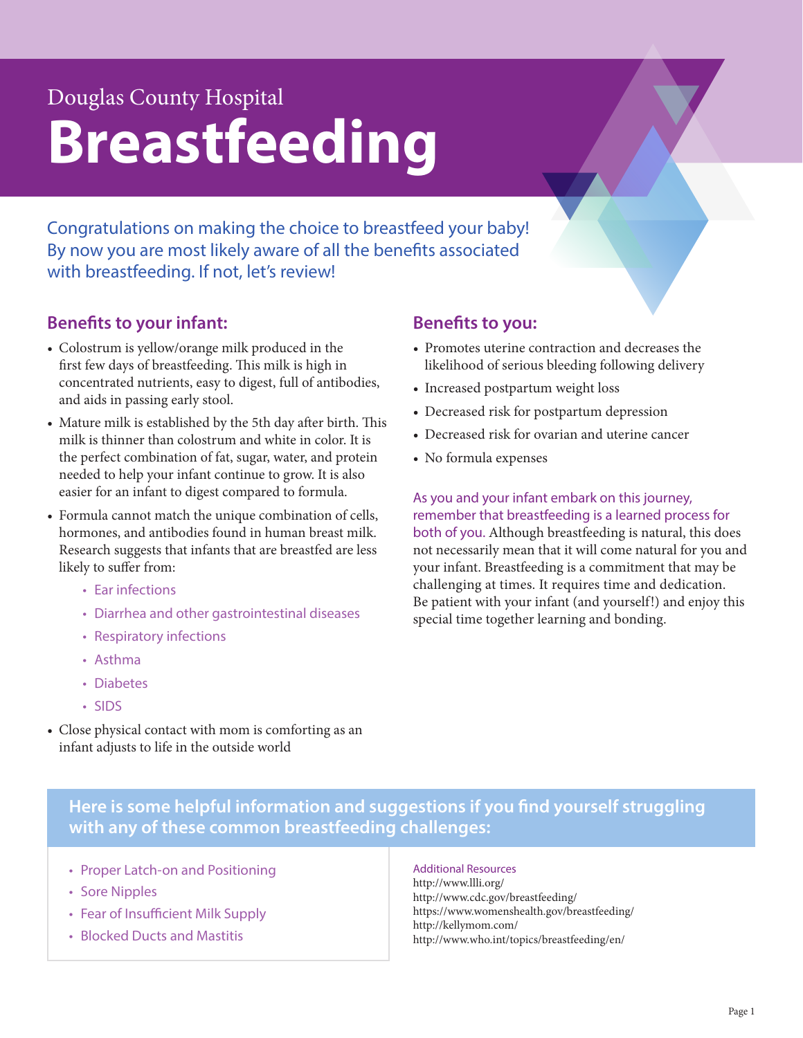Douglas County Hospital

# Breastfeeding

Congratulations on making the choice to breastfeed your baby! By now you are most likely aware of all the benefits associated with breastfeeding. If not, let's review!

## Benefits to your infant:

- Colostrum is yellow/orange milk produced in the first few days of breastfeeding. This milk is high in concentrated nutrients, easy to digest, full of antibodies, and aids in passing early stool.
- Mature milk is established by the 5th day after birth. This milk is thinner than colostrum and white in color. It is the perfect combination of fat, sugar, water, and protein needed to help your infant continue to grow. It is also easier for an infant to digest compared to formula.
- Formula cannot match the unique combination of cells, hormones, and antibodies found in human breast milk. Research suggests that infants that are breastfed are less likely to suffer from:
  - Ear infections
  - Diarrhea and other gastrointestinal diseases
  - Respiratory infections
  - Asthma
  - Diabetes
  - SIDS
- Close physical contact with mom is comforting as an infant adjusts to life in the outside world

## Benefits to you:

- Promotes uterine contraction and decreases the likelihood of serious bleeding following delivery
- Increased postpartum weight loss
- Decreased risk for postpartum depression
- Decreased risk for ovarian and uterine cancer
- No formula expenses

As you and your infant embark on this journey, remember that breastfeeding is a learned process for both of you. Although breastfeeding is natural, this does not necessarily mean that it will come natural for you and your infant. Breastfeeding is a commitment that may be challenging at times. It requires time and dedication. Be patient with your infant (and yourself!) and enjoy this special time together learning and bonding.

## Here is some helpful information and suggestions if you find yourself struggling with any of these common breastfeeding challenges:

- Proper Latch-on and Positioning
- Sore Nipples
- Fear of Insufficient Milk Supply
- Blocked Ducts and Mastitis

Additional Resources

http://www.llli.org/
http://www.cdc.gov/breastfeeding/
https://www.womenshealth.gov/breastfeeding/
http://kellymom.com/
http://www.who.int/topics/breastfeeding/en/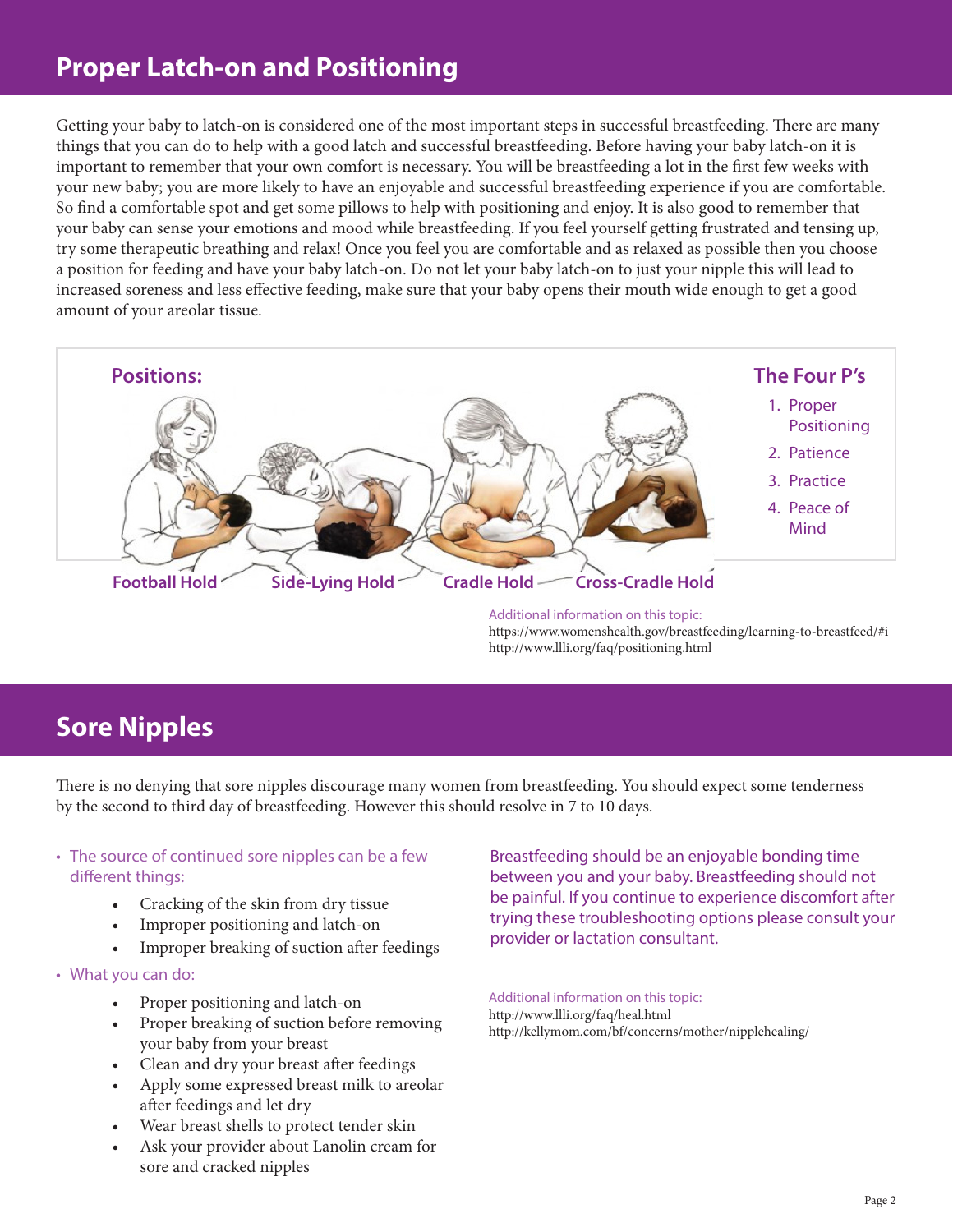## Proper Latch-on and Positioning

Getting your baby to latch-on is considered one of the most important steps in successful breastfeeding. There are many things that you can do to help with a good latch and successful breastfeeding. Before having your baby latch-on it is important to remember that your own comfort is necessary. You will be breastfeeding a lot in the first few weeks with your new baby; you are more likely to have an enjoyable and successful breastfeeding experience if you are comfortable. So find a comfortable spot and get some pillows to help with positioning and enjoy. It is also good to remember that your baby can sense your emotions and mood while breastfeeding. If you feel yourself getting frustrated and tensing up, try some therapeutic breathing and relax! Once you feel you are comfortable and as relaxed as possible then you choose a position for feeding and have your baby latch-on. Do not let your baby latch-on to just your nipple this will lead to increased soreness and less effective feeding, make sure that your baby opens their mouth wide enough to get a good amount of your areolar tissue.

### Positions:

Football Hold

Side-Lying Hold

Cradle Hold

Cross-Cradle Hold

### The Four P's

1. Proper Positioning
2. Patience
3. Practice
4. Peace of Mind

Additional information on this topic:
https://www.womenshealth.gov/breastfeeding/learning-to-breastfeed/#i
http://www.llli.org/faq/positioning.html

## Sore Nipples

There is no denying that sore nipples discourage many women from breastfeeding. You should expect some tenderness by the second to third day of breastfeeding. However this should resolve in 7 to 10 days.

- The source of continued sore nipples can be a few different things:
  - Cracking of the skin from dry tissue
  - Improper positioning and latch-on
  - Improper breaking of suction after feedings
- What you can do:
  - Proper positioning and latch-on
  - Proper breaking of suction before removing your baby from your breast
  - Clean and dry your breast after feedings
  - Apply some expressed breast milk to areolar after feedings and let dry
  - Wear breast shells to protect tender skin
  - Ask your provider about Lanolin cream for sore and cracked nipples

Breastfeeding should be an enjoyable bonding time between you and your baby. Breastfeeding should not be painful. If you continue to experience discomfort after trying these troubleshooting options please consult your provider or lactation consultant.

Additional information on this topic:
http://www.llli.org/faq/heal.html
http://kellymom.com/bf/concerns/mother/nipplehealing/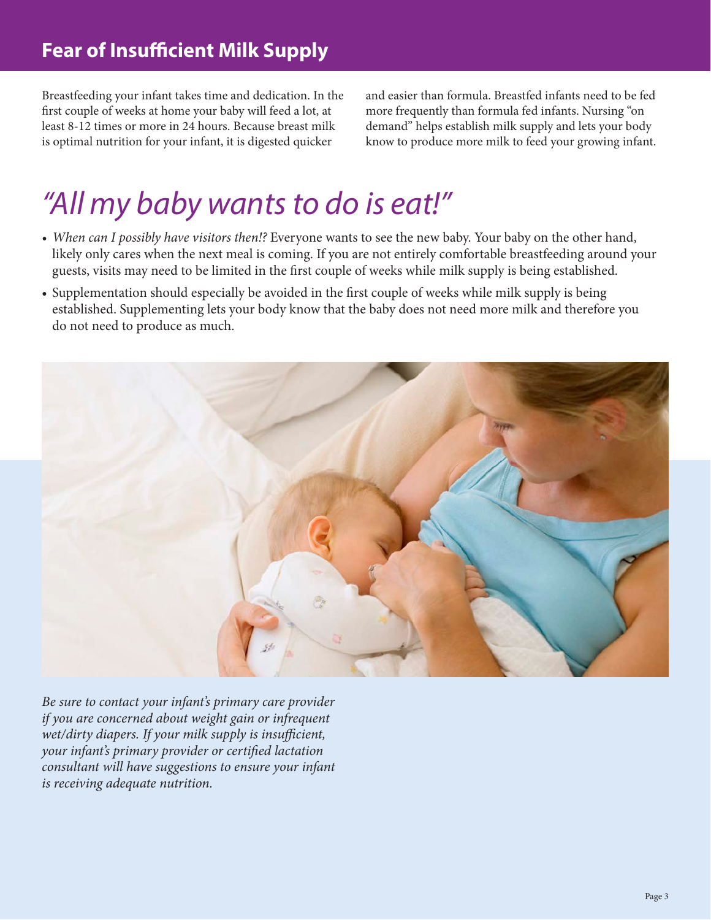## Fear of Insufficient Milk Supply

Breastfeeding your infant takes time and dedication. In the first couple of weeks at home your baby will feed a lot, at least 8-12 times or more in 24 hours. Because breast milk is optimal nutrition for your infant, it is digested quicker and easier than formula. Breastfed infants need to be fed more frequently than formula fed infants. Nursing "on demand" helps establish milk supply and lets your body know to produce more milk to feed your growing infant.

# *"All my baby wants to do is eat!"*

- *When can I possibly have visitors then!?* Everyone wants to see the new baby. Your baby on the other hand, likely only cares when the next meal is coming. If you are not entirely comfortable breastfeeding around your guests, visits may need to be limited in the first couple of weeks while milk supply is being established.
- Supplementation should especially be avoided in the first couple of weeks while milk supply is being established. Supplementing lets your body know that the baby does not need more milk and therefore you do not need to produce as much.

*Be sure to contact your infant's primary care provider if you are concerned about weight gain or infrequent wet/dirty diapers. If your milk supply is insufficient, your infant's primary provider or certified lactation consultant will have suggestions to ensure your infant is receiving adequate nutrition.*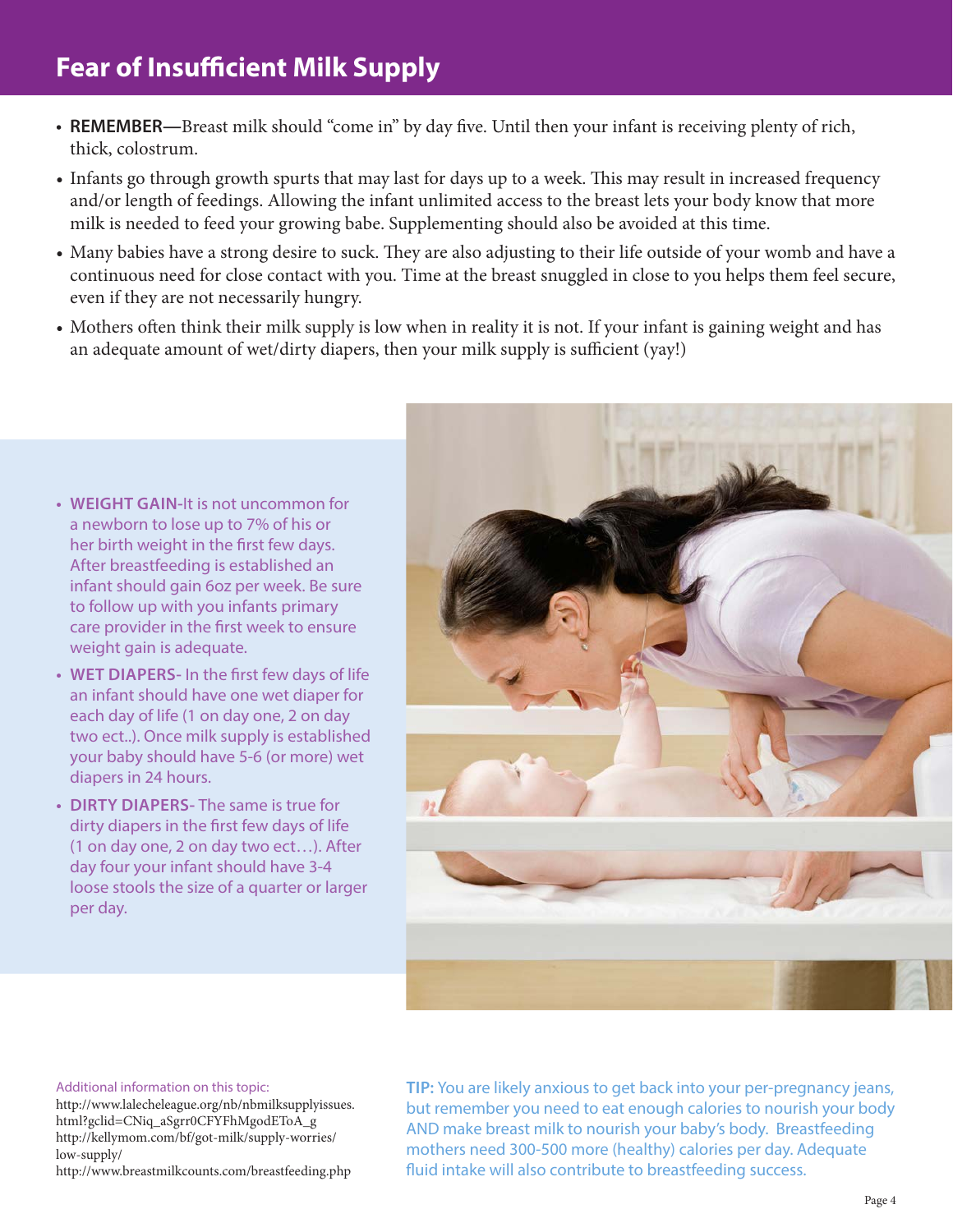# Fear of Insufficient Milk Supply

- **REMEMBER—**Breast milk should "come in" by day five. Until then your infant is receiving plenty of rich, thick, colostrum.
- Infants go through growth spurts that may last for days up to a week. This may result in increased frequency and/or length of feedings. Allowing the infant unlimited access to the breast lets your body know that more milk is needed to feed your growing babe. Supplementing should also be avoided at this time.
- Many babies have a strong desire to suck. They are also adjusting to their life outside of your womb and have a continuous need for close contact with you. Time at the breast snuggled in close to you helps them feel secure, even if they are not necessarily hungry.
- Mothers often think their milk supply is low when in reality it is not. If your infant is gaining weight and has an adequate amount of wet/dirty diapers, then your milk supply is sufficient (yay!)

- **WEIGHT GAIN-**It is not uncommon for a newborn to lose up to 7% of his or her birth weight in the first few days. After breastfeeding is established an infant should gain 6oz per week. Be sure to follow up with you infants primary care provider in the first week to ensure weight gain is adequate.
- **WET DIAPERS-** In the first few days of life an infant should have one wet diaper for each day of life (1 on day one, 2 on day two ect..). Once milk supply is established your baby should have 5-6 (or more) wet diapers in 24 hours.
- **DIRTY DIAPERS-** The same is true for dirty diapers in the first few days of life (1 on day one, 2 on day two ect…). After day four your infant should have 3-4 loose stools the size of a quarter or larger per day.

Additional information on this topic:
http://www.lalecheleague.org/nb/nbmilksupplyissues.html?gclid=CNiq_aSgrr0CFYFhMgodEToA_g
http://kellymom.com/bf/got-milk/supply-worries/low-supply/
http://www.breastmilkcounts.com/breastfeeding.php

**TIP:** You are likely anxious to get back into your per-pregnancy jeans, but remember you need to eat enough calories to nourish your body AND make breast milk to nourish your baby's body. Breastfeeding mothers need 300-500 more (healthy) calories per day. Adequate fluid intake will also contribute to breastfeeding success.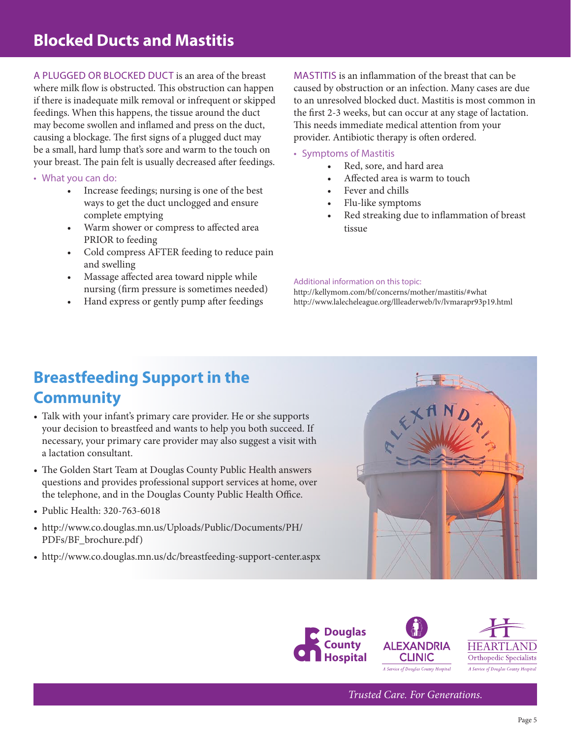# Blocked Ducts and Mastitis

A PLUGGED OR BLOCKED DUCT is an area of the breast where milk flow is obstructed. This obstruction can happen if there is inadequate milk removal or infrequent or skipped feedings. When this happens, the tissue around the duct may become swollen and inflamed and press on the duct, causing a blockage. The first signs of a plugged duct may be a small, hard lump that's sore and warm to the touch on your breast. The pain felt is usually decreased after feedings.

- What you can do:
  - Increase feedings; nursing is one of the best ways to get the duct unclogged and ensure complete emptying
  - Warm shower or compress to affected area PRIOR to feeding
  - Cold compress AFTER feeding to reduce pain and swelling
  - Massage affected area toward nipple while nursing (firm pressure is sometimes needed)
  - Hand express or gently pump after feedings

MASTITIS is an inflammation of the breast that can be caused by obstruction or an infection. Many cases are due to an unresolved blocked duct. Mastitis is most common in the first 2-3 weeks, but can occur at any stage of lactation. This needs immediate medical attention from your provider. Antibiotic therapy is often ordered.

- Symptoms of Mastitis
  - Red, sore, and hard area
  - Affected area is warm to touch
  - Fever and chills
  - Flu-like symptoms
  - Red streaking due to inflammation of breast tissue

Additional information on this topic:
http://kellymom.com/bf/concerns/mother/mastitis/#what
http://www.lalecheleague.org/llleaderweb/lv/lvmarapr93p19.html

## Breastfeeding Support in the Community

- Talk with your infant's primary care provider. He or she supports your decision to breastfeed and wants to help you both succeed. If necessary, your primary care provider may also suggest a visit with a lactation consultant.
- The Golden Start Team at Douglas County Public Health answers questions and provides professional support services at home, over the telephone, and in the Douglas County Public Health Office.
- Public Health: 320-763-6018
- http://www.co.douglas.mn.us/Uploads/Public/Documents/PH/PDFs/BF_brochure.pdf)
- http://www.co.douglas.mn.us/dc/breastfeeding-support-center.aspx

Douglas County Hospital
ALEXANDRIA CLINIC — A Service of Douglas County Hospital
HEARTLAND Orthopedic Specialists — A Service of Douglas County Hospital

*Trusted Care. For Generations.*